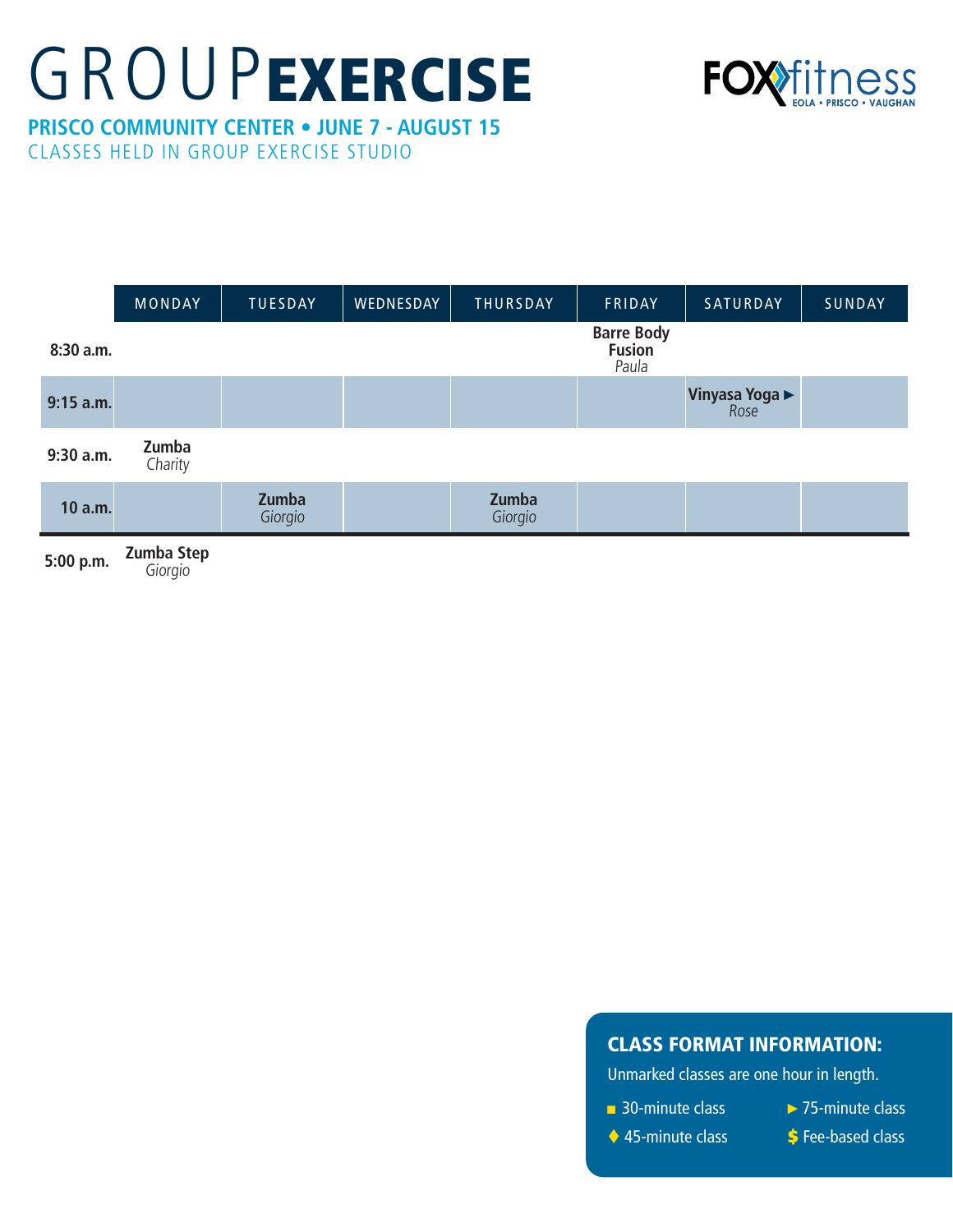# GROUP EXERCISE

FOX fitness
EOLA • PRISCO • VAUGHAN

**PRISCO COMMUNITY CENTER • JUNE 7 - AUGUST 15**

CLASSES HELD IN GROUP EXERCISE STUDIO

| | MONDAY | TUESDAY | WEDNESDAY | THURSDAY | FRIDAY | SATURDAY | SUNDAY |
|---|---|---|---|---|---|---|---|
| **8:30 a.m.** | | | | | **Barre Body Fusion** *Paula* | | |
| **9:15 a.m.** | | | | | | **Vinyasa Yoga ►** *Rose* | |
| **9:30 a.m.** | **Zumba** *Charity* | | | | | | |
| **10 a.m.** | | **Zumba** *Giorgio* | | **Zumba** *Giorgio* | | | |
| **5:00 p.m.** | **Zumba Step** *Giorgio* | | | | | | |

## CLASS FORMAT INFORMATION:

Unmarked classes are one hour in length.

- ■ 30-minute class
- ♦ 45-minute class
- ► 75-minute class
- $ Fee-based class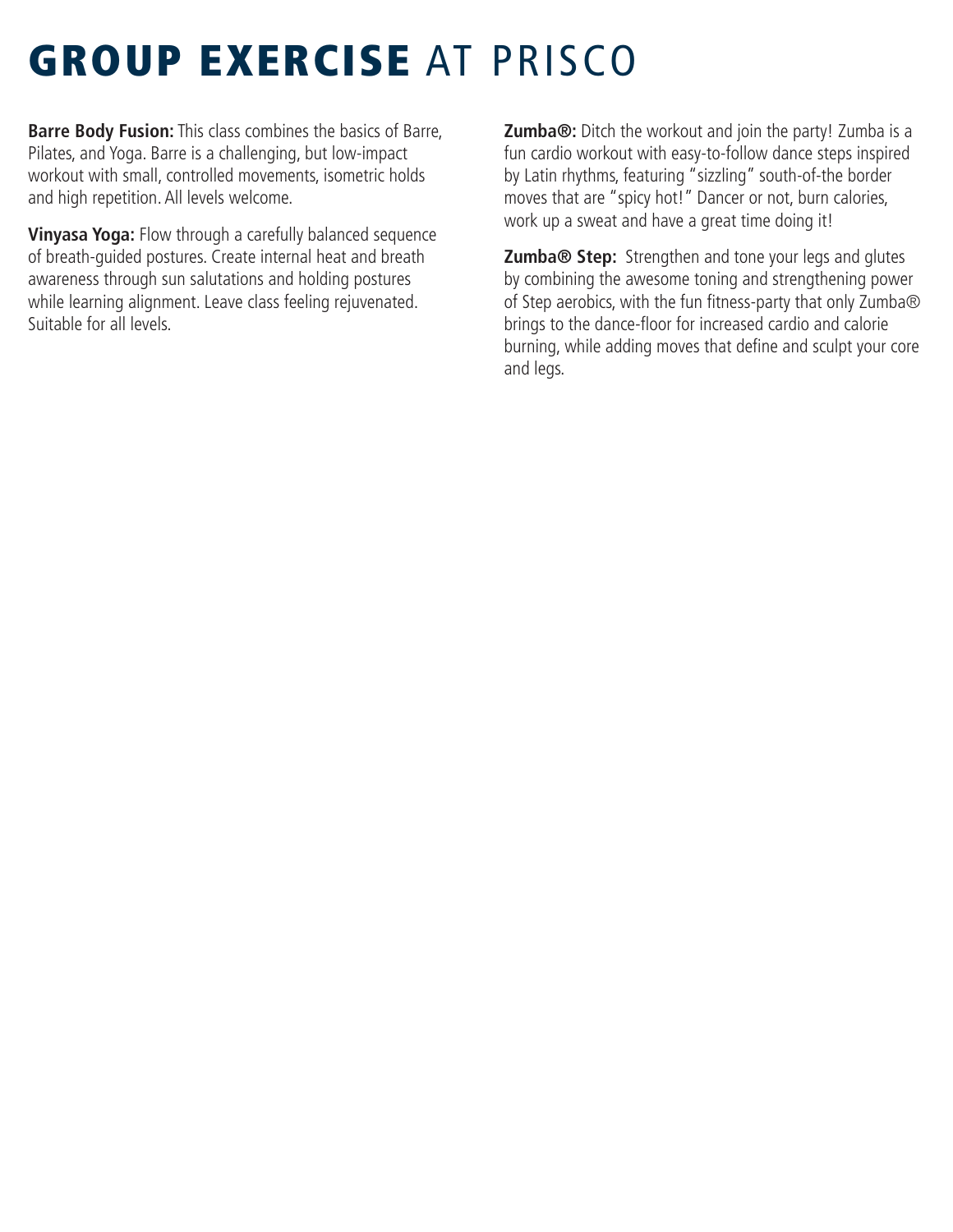# GROUP EXERCISE AT PRISCO

**Barre Body Fusion:** This class combines the basics of Barre, Pilates, and Yoga. Barre is a challenging, but low-impact workout with small, controlled movements, isometric holds and high repetition. All levels welcome.

**Vinyasa Yoga:** Flow through a carefully balanced sequence of breath-guided postures. Create internal heat and breath awareness through sun salutations and holding postures while learning alignment. Leave class feeling rejuvenated. Suitable for all levels.

**Zumba®:** Ditch the workout and join the party! Zumba is a fun cardio workout with easy-to-follow dance steps inspired by Latin rhythms, featuring "sizzling" south-of-the border moves that are "spicy hot!" Dancer or not, burn calories, work up a sweat and have a great time doing it!

**Zumba® Step:** Strengthen and tone your legs and glutes by combining the awesome toning and strengthening power of Step aerobics, with the fun fitness-party that only Zumba® brings to the dance-floor for increased cardio and calorie burning, while adding moves that define and sculpt your core and legs.